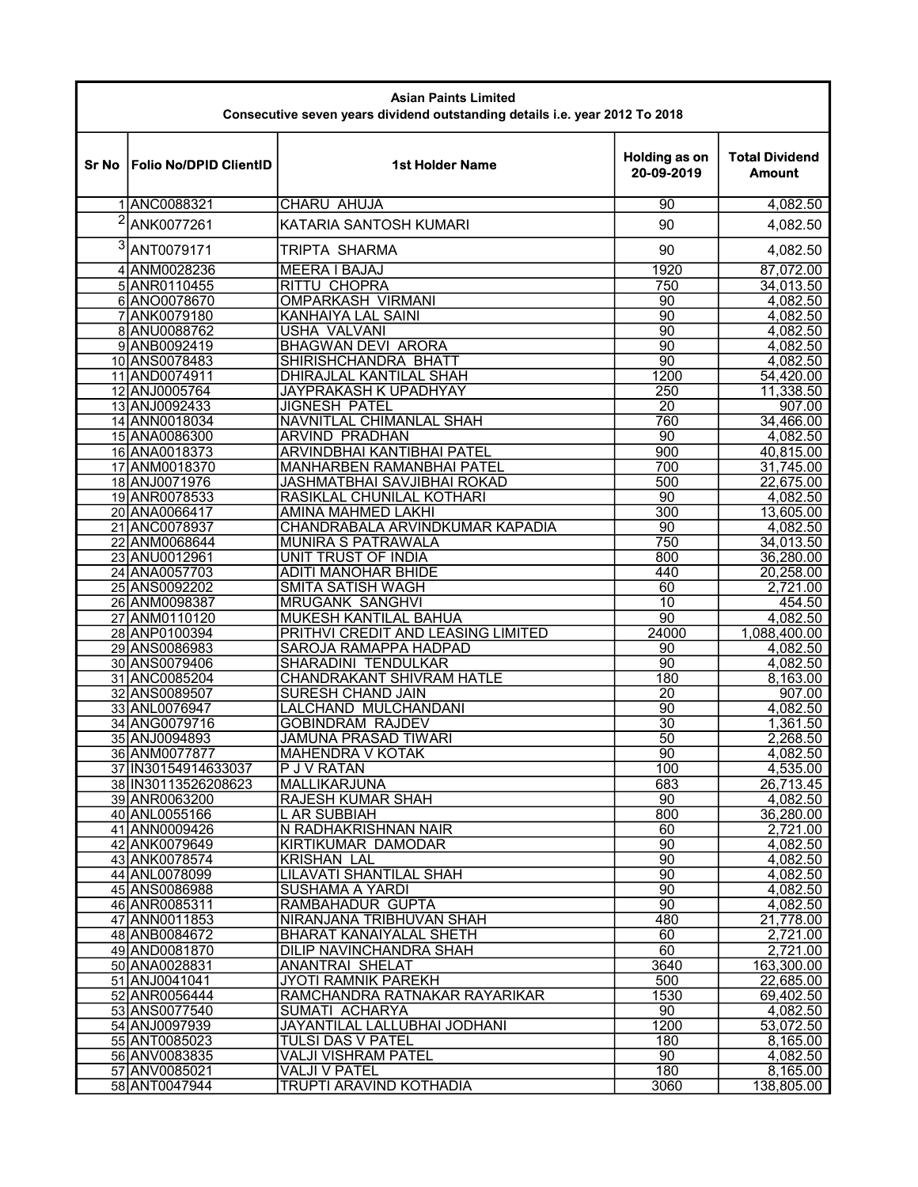**Asian Paints Limited**

**Consecutive seven years dividend outstanding details i.e. year 2012 To 2018**

| Sr No | Folio No/DPID ClientID | 1st Holder Name | Holding as on 20-09-2019 | Total Dividend Amount |
|---|---|---|---|---|
| 1 | ANC0088321 | CHARU AHUJA | 90 | 4,082.50 |
| 2 | ANK0077261 | KATARIA SANTOSH KUMARI | 90 | 4,082.50 |
| 3 | ANT0079171 | TRIPTA SHARMA | 90 | 4,082.50 |
| 4 | ANM0028236 | MEERA I BAJAJ | 1920 | 87,072.00 |
| 5 | ANR0110455 | RITTU CHOPRA | 750 | 34,013.50 |
| 6 | ANO0078670 | OMPARKASH VIRMANI | 90 | 4,082.50 |
| 7 | ANK0079180 | KANHAIYA LAL SAINI | 90 | 4,082.50 |
| 8 | ANU0088762 | USHA VALVANI | 90 | 4,082.50 |
| 9 | ANB0092419 | BHAGWAN DEVI ARORA | 90 | 4,082.50 |
| 10 | ANS0078483 | SHIRISHCHANDRA BHATT | 90 | 4,082.50 |
| 11 | AND0074911 | DHIRAJLAL KANTILAL SHAH | 1200 | 54,420.00 |
| 12 | ANJ0005764 | JAYPRAKASH K UPADHYAY | 250 | 11,338.50 |
| 13 | ANJ0092433 | JIGNESH PATEL | 20 | 907.00 |
| 14 | ANN0018034 | NAVNITLAL CHIMANLAL SHAH | 760 | 34,466.00 |
| 15 | ANA0086300 | ARVIND PRADHAN | 90 | 4,082.50 |
| 16 | ANA0018373 | ARVINDBHAI KANTIBHAI PATEL | 900 | 40,815.00 |
| 17 | ANM0018370 | MANHARBEN RAMANBHAI PATEL | 700 | 31,745.00 |
| 18 | ANJ0071976 | JASHMATBHAI SAVJIBHAI ROKAD | 500 | 22,675.00 |
| 19 | ANR0078533 | RASIKLAL CHUNILAL KOTHARI | 90 | 4,082.50 |
| 20 | ANA0066417 | AMINA MAHMED LAKHI | 300 | 13,605.00 |
| 21 | ANC0078937 | CHANDRABALA ARVINDKUMAR KAPADIA | 90 | 4,082.50 |
| 22 | ANM0068644 | MUNIRA S PATRAWALA | 750 | 34,013.50 |
| 23 | ANU0012961 | UNIT TRUST OF INDIA | 800 | 36,280.00 |
| 24 | ANA0057703 | ADITI MANOHAR BHIDE | 440 | 20,258.00 |
| 25 | ANS0092202 | SMITA SATISH WAGH | 60 | 2,721.00 |
| 26 | ANM0098387 | MRUGANK SANGHVI | 10 | 454.50 |
| 27 | ANM0110120 | MUKESH KANTILAL BAHUA | 90 | 4,082.50 |
| 28 | ANP0100394 | PRITHVI CREDIT AND LEASING LIMITED | 24000 | 1,088,400.00 |
| 29 | ANS0086983 | SAROJA RAMAPPA HADPAD | 90 | 4,082.50 |
| 30 | ANS0079406 | SHARADINI TENDULKAR | 90 | 4,082.50 |
| 31 | ANC0085204 | CHANDRAKANT SHIVRAM HATLE | 180 | 8,163.00 |
| 32 | ANS0089507 | SURESH CHAND JAIN | 20 | 907.00 |
| 33 | ANL0076947 | LALCHAND MULCHANDANI | 90 | 4,082.50 |
| 34 | ANG0079716 | GOBINDRAM RAJDEV | 30 | 1,361.50 |
| 35 | ANJ0094893 | JAMUNA PRASAD TIWARI | 50 | 2,268.50 |
| 36 | ANM0077877 | MAHENDRA V KOTAK | 90 | 4,082.50 |
| 37 | IN30154914633037 | P J V RATAN | 100 | 4,535.00 |
| 38 | IN30113526208623 | MALLIKARJUNA | 683 | 26,713.45 |
| 39 | ANR0063200 | RAJESH KUMAR SHAH | 90 | 4,082.50 |
| 40 | ANL0055166 | L AR SUBBIAH | 800 | 36,280.00 |
| 41 | ANN0009426 | N RADHAKRISHNAN NAIR | 60 | 2,721.00 |
| 42 | ANK0079649 | KIRTIKUMAR DAMODAR | 90 | 4,082.50 |
| 43 | ANK0078574 | KRISHAN LAL | 90 | 4,082.50 |
| 44 | ANL0078099 | LILAVATI SHANTILAL SHAH | 90 | 4,082.50 |
| 45 | ANS0086988 | SUSHAMA A YARDI | 90 | 4,082.50 |
| 46 | ANR0085311 | RAMBAHADUR GUPTA | 90 | 4,082.50 |
| 47 | ANN0011853 | NIRANJANA TRIBHUVAN SHAH | 480 | 21,778.00 |
| 48 | ANB0084672 | BHARAT KANAIYALAL SHETH | 60 | 2,721.00 |
| 49 | AND0081870 | DILIP NAVINCHANDRA SHAH | 60 | 2,721.00 |
| 50 | ANA0028831 | ANANTRAI SHELAT | 3640 | 163,300.00 |
| 51 | ANJ0041041 | JYOTI RAMNIK PAREKH | 500 | 22,685.00 |
| 52 | ANR0056444 | RAMCHANDRA RATNAKAR RAYARIKAR | 1530 | 69,402.50 |
| 53 | ANS0077540 | SUMATI ACHARYA | 90 | 4,082.50 |
| 54 | ANJ0097939 | JAYANTILAL LALLUBHAI JODHANI | 1200 | 53,072.50 |
| 55 | ANT0085023 | TULSI DAS V PATEL | 180 | 8,165.00 |
| 56 | ANV0083835 | VALJI VISHRAM PATEL | 90 | 4,082.50 |
| 57 | ANV0085021 | VALJI V PATEL | 180 | 8,165.00 |
| 58 | ANT0047944 | TRUPTI ARAVIND KOTHADIA | 3060 | 138,805.00 |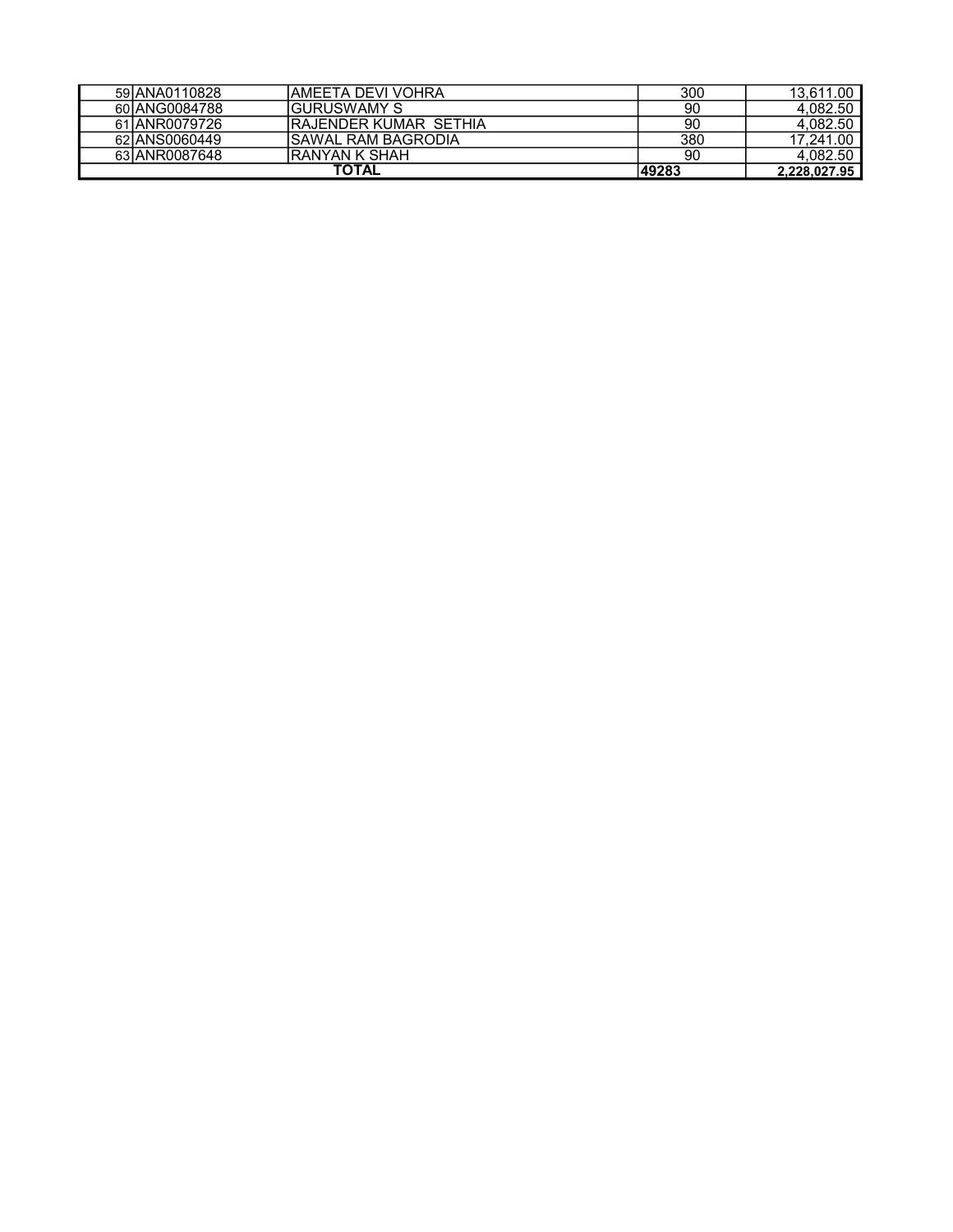| | | | | |
|---|---|---|---|---|
| 59 | ANA0110828 | AMEETA DEVI VOHRA | 300 | 13,611.00 |
| 60 | ANG0084788 | GURUSWAMY S | 90 | 4,082.50 |
| 61 | ANR0079726 | RAJENDER KUMAR SETHIA | 90 | 4,082.50 |
| 62 | ANS0060449 | SAWAL RAM BAGRODIA | 380 | 17,241.00 |
| 63 | ANR0087648 | RANYAN K SHAH | 90 | 4,082.50 |
| **TOTAL** | | | **49283** | **2,228,027.95** |